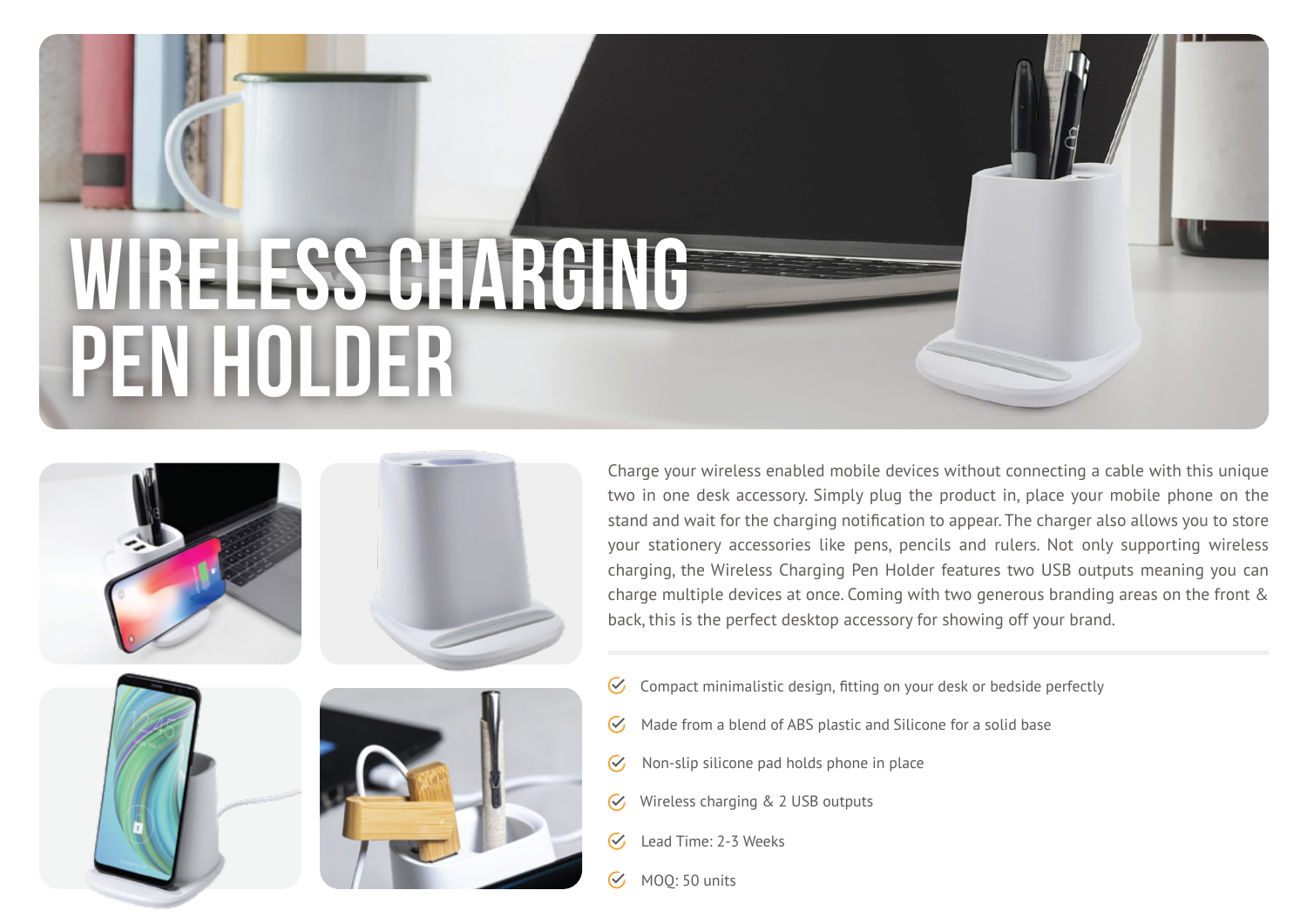# WIRELESS CHARGING PEN HOLDER

Charge your wireless enabled mobile devices without connecting a cable with this unique two in one desk accessory. Simply plug the product in, place your mobile phone on the stand and wait for the charging notification to appear. The charger also allows you to store your stationery accessories like pens, pencils and rulers. Not only supporting wireless charging, the Wireless Charging Pen Holder features two USB outputs meaning you can charge multiple devices at once. Coming with two generous branding areas on the front & back, this is the perfect desktop accessory for showing off your brand.

- Compact minimalistic design, fitting on your desk or bedside perfectly
- Made from a blend of ABS plastic and Silicone for a solid base
- Non-slip silicone pad holds phone in place
- Wireless charging & 2 USB outputs
- Lead Time: 2-3 Weeks
- MOQ: 50 units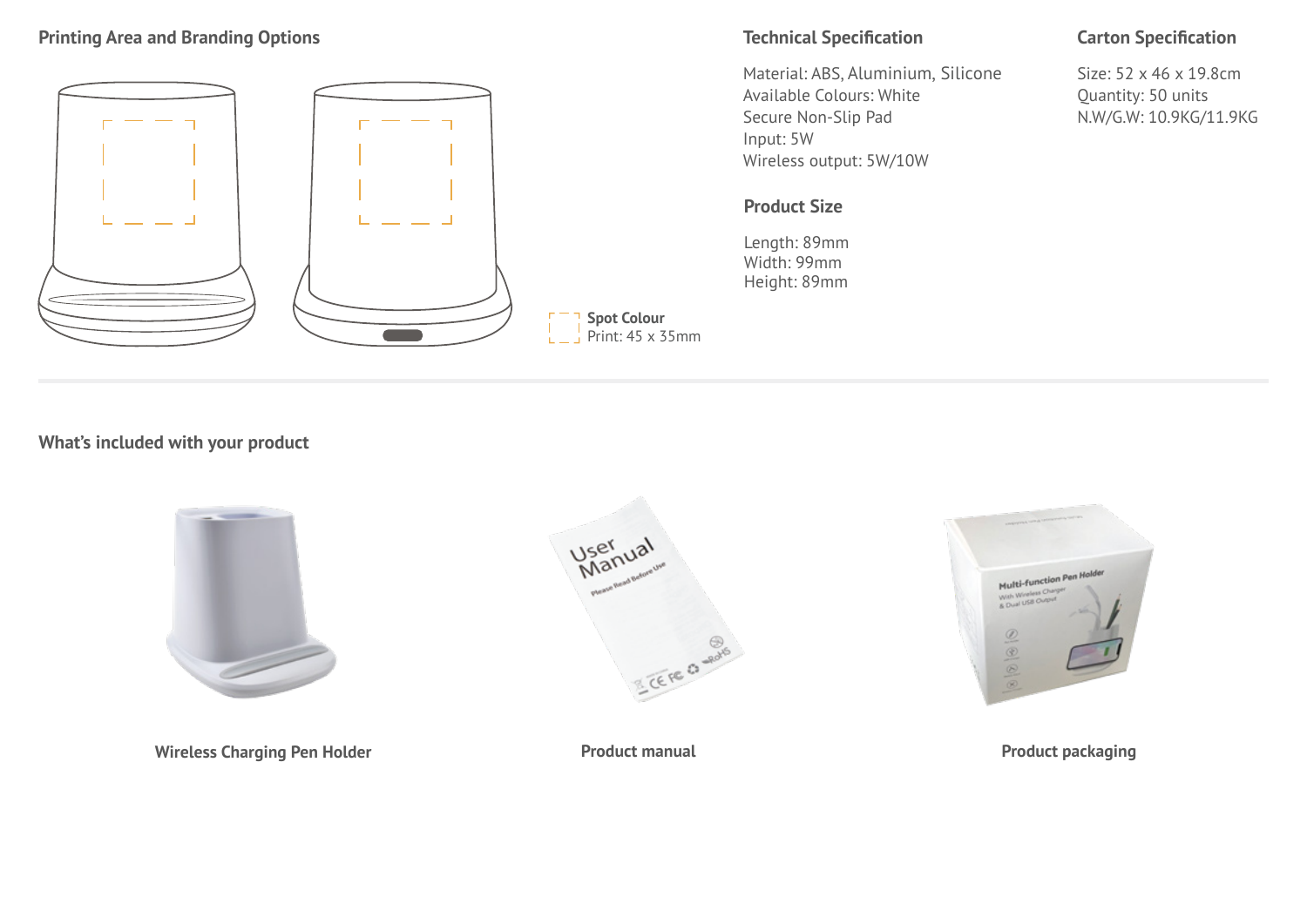## Printing Area and Branding Options

**Spot Colour**
Print: 45 x 35mm

## Technical Specification

Material: ABS, Aluminium, Silicone
Available Colours: White
Secure Non-Slip Pad
Input: 5W
Wireless output: 5W/10W

## Carton Specification

Size: 52 x 46 x 19.8cm
Quantity: 50 units
N.W/G.W: 10.9KG/11.9KG

## Product Size

Length: 89mm
Width: 99mm
Height: 89mm

## What's included with your product

**Wireless Charging Pen Holder**

**Product manual**

**Product packaging**